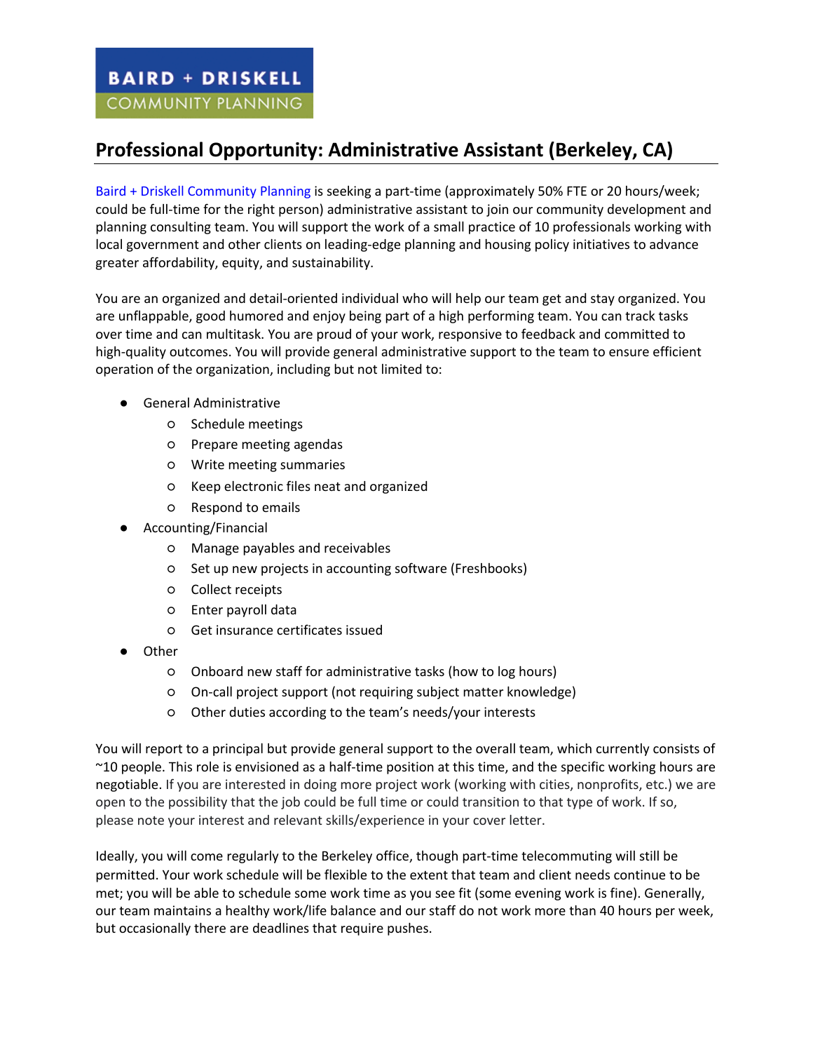BAIRD + DRISKELL
COMMUNITY PLANNING

# Professional Opportunity: Administrative Assistant (Berkeley, CA)

Baird + Driskell Community Planning is seeking a part-time (approximately 50% FTE or 20 hours/week; could be full-time for the right person) administrative assistant to join our community development and planning consulting team. You will support the work of a small practice of 10 professionals working with local government and other clients on leading-edge planning and housing policy initiatives to advance greater affordability, equity, and sustainability.

You are an organized and detail-oriented individual who will help our team get and stay organized. You are unflappable, good humored and enjoy being part of a high performing team. You can track tasks over time and can multitask. You are proud of your work, responsive to feedback and committed to high-quality outcomes. You will provide general administrative support to the team to ensure efficient operation of the organization, including but not limited to:

- General Administrative
  - Schedule meetings
  - Prepare meeting agendas
  - Write meeting summaries
  - Keep electronic files neat and organized
  - Respond to emails
- Accounting/Financial
  - Manage payables and receivables
  - Set up new projects in accounting software (Freshbooks)
  - Collect receipts
  - Enter payroll data
  - Get insurance certificates issued
- Other
  - Onboard new staff for administrative tasks (how to log hours)
  - On-call project support (not requiring subject matter knowledge)
  - Other duties according to the team's needs/your interests

You will report to a principal but provide general support to the overall team, which currently consists of ~10 people. This role is envisioned as a half-time position at this time, and the specific working hours are negotiable. If you are interested in doing more project work (working with cities, nonprofits, etc.) we are open to the possibility that the job could be full time or could transition to that type of work. If so, please note your interest and relevant skills/experience in your cover letter.

Ideally, you will come regularly to the Berkeley office, though part-time telecommuting will still be permitted. Your work schedule will be flexible to the extent that team and client needs continue to be met; you will be able to schedule some work time as you see fit (some evening work is fine). Generally, our team maintains a healthy work/life balance and our staff do not work more than 40 hours per week, but occasionally there are deadlines that require pushes.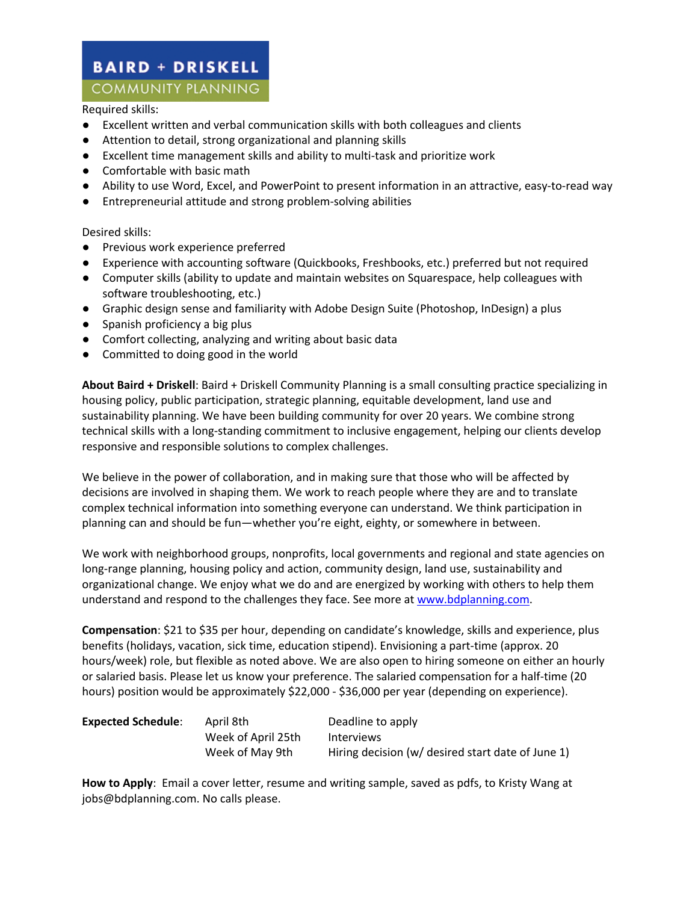BAIRD + DRISKELL
COMMUNITY PLANNING

Required skills:

- Excellent written and verbal communication skills with both colleagues and clients
- Attention to detail, strong organizational and planning skills
- Excellent time management skills and ability to multi-task and prioritize work
- Comfortable with basic math
- Ability to use Word, Excel, and PowerPoint to present information in an attractive, easy-to-read way
- Entrepreneurial attitude and strong problem-solving abilities

Desired skills:

- Previous work experience preferred
- Experience with accounting software (Quickbooks, Freshbooks, etc.) preferred but not required
- Computer skills (ability to update and maintain websites on Squarespace, help colleagues with software troubleshooting, etc.)
- Graphic design sense and familiarity with Adobe Design Suite (Photoshop, InDesign) a plus
- Spanish proficiency a big plus
- Comfort collecting, analyzing and writing about basic data
- Committed to doing good in the world

**About Baird + Driskell**: Baird + Driskell Community Planning is a small consulting practice specializing in housing policy, public participation, strategic planning, equitable development, land use and sustainability planning. We have been building community for over 20 years. We combine strong technical skills with a long-standing commitment to inclusive engagement, helping our clients develop responsive and responsible solutions to complex challenges.

We believe in the power of collaboration, and in making sure that those who will be affected by decisions are involved in shaping them. We work to reach people where they are and to translate complex technical information into something everyone can understand. We think participation in planning can and should be fun—whether you're eight, eighty, or somewhere in between.

We work with neighborhood groups, nonprofits, local governments and regional and state agencies on long-range planning, housing policy and action, community design, land use, sustainability and organizational change. We enjoy what we do and are energized by working with others to help them understand and respond to the challenges they face. See more at www.bdplanning.com.

**Compensation**: $21 to $35 per hour, depending on candidate's knowledge, skills and experience, plus benefits (holidays, vacation, sick time, education stipend). Envisioning a part-time (approx. 20 hours/week) role, but flexible as noted above. We are also open to hiring someone on either an hourly or salaried basis. Please let us know your preference. The salaried compensation for a half-time (20 hours) position would be approximately $22,000 - $36,000 per year (depending on experience).

| | | |
|---|---|---|
| **Expected Schedule**: | April 8th | Deadline to apply |
| | Week of April 25th | Interviews |
| | Week of May 9th | Hiring decision (w/ desired start date of June 1) |

**How to Apply**: Email a cover letter, resume and writing sample, saved as pdfs, to Kristy Wang at jobs@bdplanning.com. No calls please.